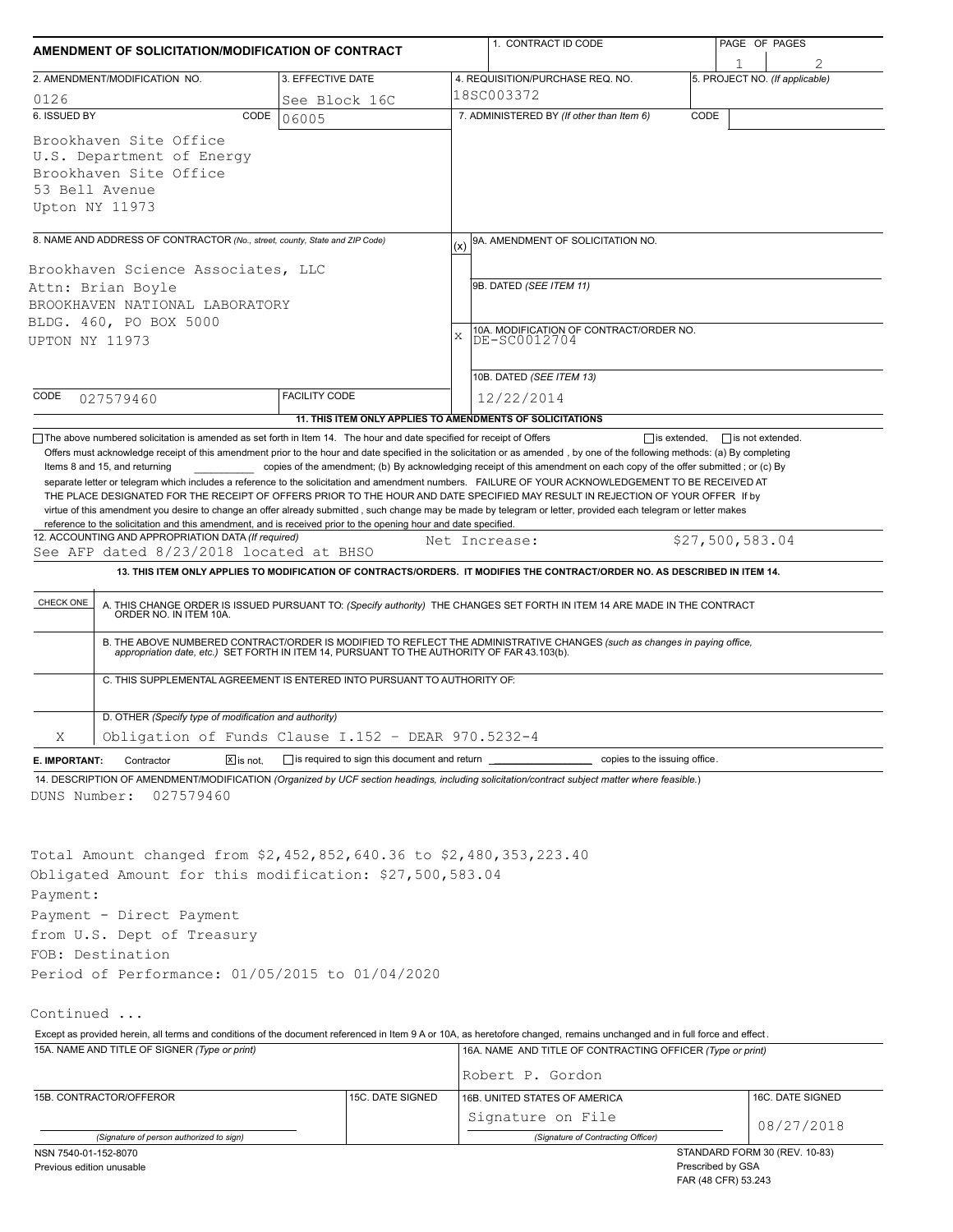# AMENDMENT OF SOLICITATION/MODIFICATION OF CONTRACT

| 1. CONTRACT ID CODE | PAGE OF PAGES |
|---|---|
| | 1 / 2 |

| 2. AMENDMENT/MODIFICATION NO. | 3. EFFECTIVE DATE | 4. REQUISITION/PURCHASE REQ. NO. | 5. PROJECT NO. (If applicable) |
|---|---|---|---|
| 0126 | See Block 16C | 18SC003372 | |

| 6. ISSUED BY CODE 06005 | 7. ADMINISTERED BY (If other than Item 6) CODE |
|---|---|
| Brookhaven Site Office<br>U.S. Department of Energy<br>Brookhaven Site Office<br>53 Bell Avenue<br>Upton NY 11973 | |

| 8. NAME AND ADDRESS OF CONTRACTOR (No., street, county, State and ZIP Code) | (x) | 9A. AMENDMENT OF SOLICITATION NO. |
|---|---|---|
| Brookhaven Science Associates, LLC<br>Attn: Brian Boyle<br>BROOKHAVEN NATIONAL LABORATORY<br>BLDG. 460, PO BOX 5000<br>UPTON NY 11973 | | 9B. DATED (SEE ITEM 11) |
| | X | 10A. MODIFICATION OF CONTRACT/ORDER NO.<br>DE-SC0012704 |
| CODE 027579460 FACILITY CODE | | 10B. DATED (SEE ITEM 13)<br>12/22/2014 |

**11. THIS ITEM ONLY APPLIES TO AMENDMENTS OF SOLICITATIONS**

☐ The above numbered solicitation is amended as set forth in Item 14. The hour and date specified for receipt of Offers ☐ is extended, ☐ is not extended.

Offers must acknowledge receipt of this amendment prior to the hour and date specified in the solicitation or as amended, by one of the following methods: (a) By completing Items 8 and 15, and returning \_\_\_\_\_\_\_\_\_\_ copies of the amendment; (b) By acknowledging receipt of this amendment on each copy of the offer submitted ; or (c) By separate letter or telegram which includes a reference to the solicitation and amendment numbers. FAILURE OF YOUR ACKNOWLEDGEMENT TO BE RECEIVED AT THE PLACE DESIGNATED FOR THE RECEIPT OF OFFERS PRIOR TO THE HOUR AND DATE SPECIFIED MAY RESULT IN REJECTION OF YOUR OFFER If by virtue of this amendment you desire to change an offer already submitted , such change may be made by telegram or letter, provided each telegram or letter makes reference to the solicitation and this amendment, and is received prior to the opening hour and date specified.

12. ACCOUNTING AND APPROPRIATION DATA (If required)
See AFP dated 8/23/2018 located at BHSO — Net Increase: $27,500,583.04

**13. THIS ITEM ONLY APPLIES TO MODIFICATION OF CONTRACTS/ORDERS. IT MODIFIES THE CONTRACT/ORDER NO. AS DESCRIBED IN ITEM 14.**

| CHECK ONE | |
|---|---|
| | A. THIS CHANGE ORDER IS ISSUED PURSUANT TO: (Specify authority) THE CHANGES SET FORTH IN ITEM 14 ARE MADE IN THE CONTRACT ORDER NO. IN ITEM 10A. |
| | B. THE ABOVE NUMBERED CONTRACT/ORDER IS MODIFIED TO REFLECT THE ADMINISTRATIVE CHANGES (such as changes in paying office, appropriation date, etc.) SET FORTH IN ITEM 14, PURSUANT TO THE AUTHORITY OF FAR 43.103(b). |
| | C. THIS SUPPLEMENTAL AGREEMENT IS ENTERED INTO PURSUANT TO AUTHORITY OF: |
| X | D. OTHER (Specify type of modification and authority)<br>Obligation of Funds Clause I.152 - DEAR 970.5232-4 |

**E. IMPORTANT:** Contractor ☒ is not, ☐ is required to sign this document and return \_\_\_\_\_\_\_\_\_\_ copies to the issuing office.

14. DESCRIPTION OF AMENDMENT/MODIFICATION (Organized by UCF section headings, including solicitation/contract subject matter where feasible.)

DUNS Number: 027579460

Total Amount changed from $2,452,852,640.36 to $2,480,353,223.40
Obligated Amount for this modification: $27,500,583.04
Payment:
Payment - Direct Payment
from U.S. Dept of Treasury
FOB: Destination
Period of Performance: 01/05/2015 to 01/04/2020

Continued ...

Except as provided herein, all terms and conditions of the document referenced in Item 9 A or 10A, as heretofore changed, remains unchanged and in full force and effect.

| 15A. NAME AND TITLE OF SIGNER (Type or print) | | 16A. NAME AND TITLE OF CONTRACTING OFFICER (Type or print) | |
|---|---|---|---|
| | | Robert P. Gordon | |
| 15B. CONTRACTOR/OFFEROR | 15C. DATE SIGNED | 16B. UNITED STATES OF AMERICA | 16C. DATE SIGNED |
| (Signature of person authorized to sign) | | Signature on File<br>(Signature of Contracting Officer) | 08/27/2018 |

NSN 7540-01-152-8070
Previous edition unusable

STANDARD FORM 30 (REV. 10-83)
Prescribed by GSA
FAR (48 CFR) 53.243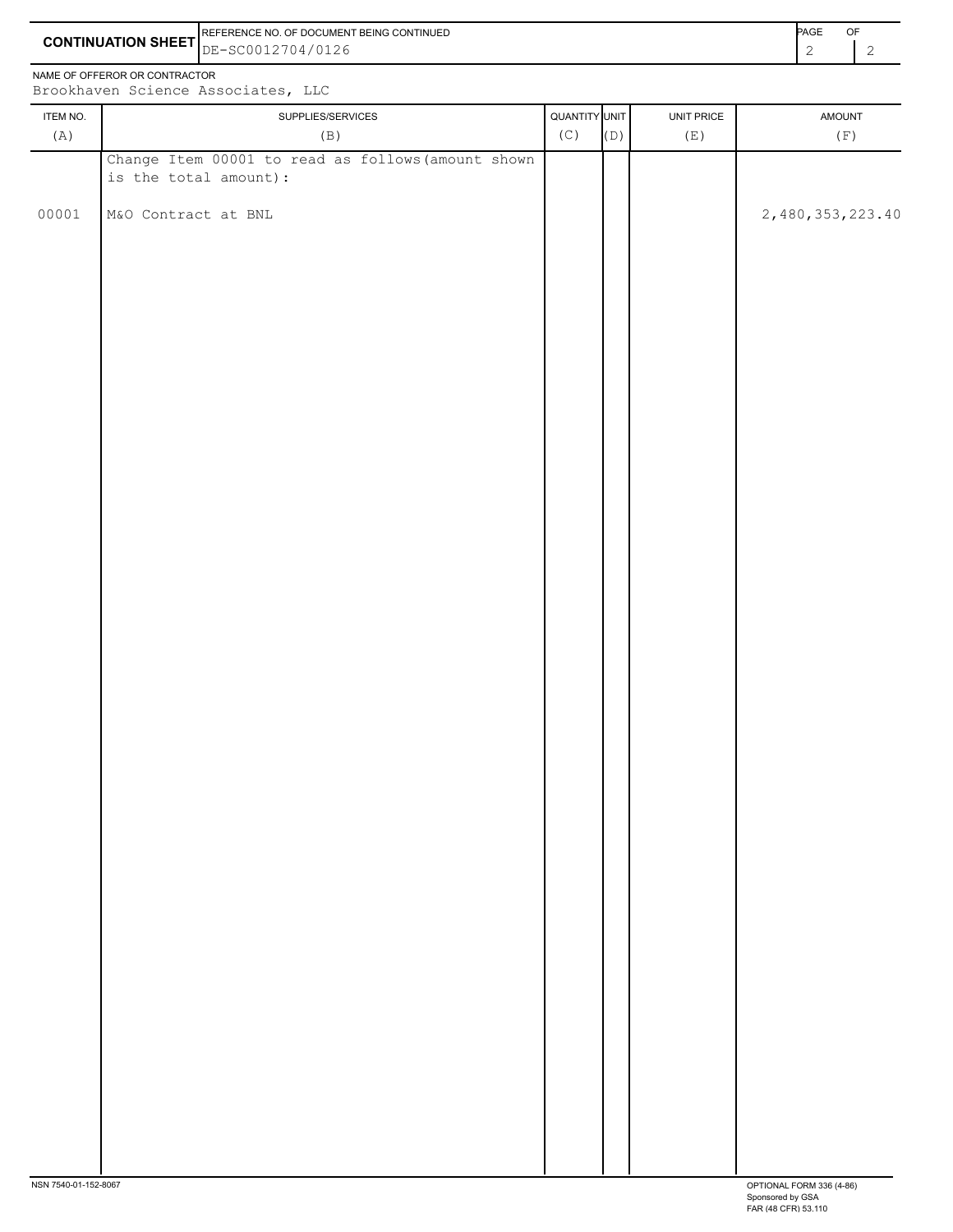**CONTINUATION SHEET**

REFERENCE NO. OF DOCUMENT BEING CONTINUED
DE-SC0012704/0126

NAME OF OFFEROR OR CONTRACTOR
Brookhaven Science Associates, LLC

| ITEM NO. (A) | SUPPLIES/SERVICES (B) | QUANTITY (C) | UNIT (D) | UNIT PRICE (E) | AMOUNT (F) |
|---|---|---|---|---|---|
| | Change Item 00001 to read as follows(amount shown is the total amount): | | | | |
| 00001 | M&O Contract at BNL | | | | 2,480,353,223.40 |

NSN 7540-01-152-8067

OPTIONAL FORM 336 (4-86)
Sponsored by GSA
FAR (48 CFR) 53.110